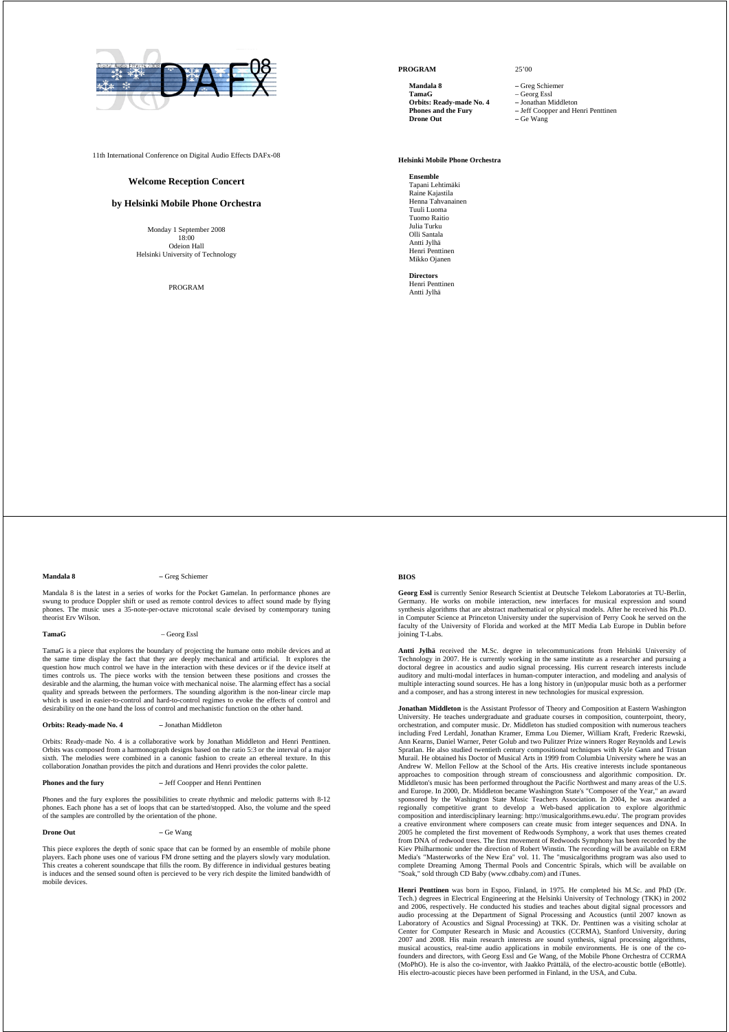11th International Conference on Digital Audio Effects DAFx-08

## Welcome Reception Concert

## by Helsinki Mobile Phone Orchestra

Monday 1 September 2008
18:00
Odeion Hall
Helsinki University of Technology

PROGRAM

**PROGRAM** 25'00

**Mandala 8** – Greg Schiemer
**TamaG** – Georg Essl
**Orbits: Ready-made No. 4** – Jonathan Middleton
**Phones and the Fury** – Jeff Coopper and Henri Penttinen
**Drone Out** – Ge Wang

**Helsinki Mobile Phone Orchestra**

**Ensemble**
Tapani Lehtimäki
Raine Kajastila
Henna Tahvanainen
Tuuli Luoma
Tuomo Raitio
Julia Turku
Olli Santala
Antti Jylhä
Henri Penttinen
Mikko Ojanen

**Directors**
Henri Penttinen
Antti Jylhä

**Mandala 8** – Greg Schiemer

Mandala 8 is the latest in a series of works for the Pocket Gamelan. In performance phones are swung to produce Doppler shift or used as remote control devices to affect sound made by flying phones. The music uses a 35-note-per-octave microtonal scale devised by contemporary tuning theorist Erv Wilson.

**TamaG** – Georg Essl

TamaG is a piece that explores the boundary of projecting the humane onto mobile devices and at the same time display the fact that they are deeply mechanical and artificial. It explores the question how much control we have in the interaction with these devices or if the device itself at times controls us. The piece works with the tension between these positions and crosses the desirable and the alarming, the human voice with mechanical noise. The alarming effect has a social quality and spreads between the performers. The sounding algorithm is the non-linear circle map which is used in easier-to-control and hard-to-control regimes to evoke the effects of control and desirability on the one hand the loss of control and mechanistic function on the other hand.

**Orbits: Ready-made No. 4** – Jonathan Middleton

Orbits: Ready-made No. 4 is a collaborative work by Jonathan Middleton and Henri Penttinen. Orbits was composed from a harmonograph designs based on the ratio 5:3 or the interval of a major sixth. The melodies were combined in a canonic fashion to create an ethereal texture. In this collaboration Jonathan provides the pitch and durations and Henri provides the color palette.

**Phones and the fury** – Jeff Coopper and Henri Penttinen

Phones and the fury explores the possibilities to create rhythmic and melodic patterns with 8-12 phones. Each phone has a set of loops that can be started/stopped. Also, the volume and the speed of the samples are controlled by the orientation of the phone.

**Drone Out** – Ge Wang

This piece explores the depth of sonic space that can be formed by an ensemble of mobile phone players. Each phone uses one of various FM drone setting and the players slowly vary modulation. This creates a coherent soundscape that fills the room. By difference in individual gestures beating is induces and the sensed sound often is percieved to be very rich despite the limited bandwidth of mobile devices.

**BIOS**

**Georg Essl** is currently Senior Research Scientist at Deutsche Telekom Laboratories at TU-Berlin, Germany. He works on mobile interaction, new interfaces for musical expression and sound synthesis algorithms that are abstract mathematical or physical models. After he received his Ph.D. in Computer Science at Princeton University under the supervision of Perry Cook he served on the faculty of the University of Florida and worked at the MIT Media Lab Europe in Dublin before joining T-Labs.

**Antti Jylhä** received the M.Sc. degree in telecommunications from Helsinki University of Technology in 2007. He is currently working in the same institute as a researcher and pursuing a doctoral degree in acoustics and audio signal processing. His current research interests include auditory and multi-modal interfaces in human-computer interaction, and modeling and analysis of multiple interacting sound sources. He has a long history in (un)popular music both as a performer and a composer, and has a strong interest in new technologies for musical expression.

**Jonathan Middleton** is the Assistant Professor of Theory and Composition at Eastern Washington University. He teaches undergraduate and graduate courses in composition, counterpoint, theory, orchestration, and computer music. Dr. Middleton has studied composition with numerous teachers including Fred Lerdahl, Jonathan Kramer, Emma Lou Diemer, William Kraft, Frederic Rzewski, Ann Kearns, Daniel Warner, Peter Golub and two Pulitzer Prize winners Roger Reynolds and Lewis Spratlan. He also studied twentieth century compositional techniques with Kyle Gann and Tristan Murail. He obtained his Doctor of Musical Arts in 1999 from Columbia University where he was an Andrew W. Mellon Fellow at the School of the Arts. His creative interests include spontaneous approaches to composition through stream of consciousness and algorithmic composition. Dr. Middleton's music has been performed throughout the Pacific Northwest and many areas of the U.S. and Europe. In 2000, Dr. Middleton became Washington State's "Composer of the Year," an award sponsored by the Washington State Music Teachers Association. In 2004, he was awarded a regionally competitive grant to develop a Web-based application to explore algorithmic composition and interdisciplinary learning: http://musicalgorithms.ewu.edu/. The program provides a creative environment where composers can create music from integer sequences and DNA. In 2005 he completed the first movement of Redwoods Symphony, a work that uses themes created from DNA of redwood trees. The first movement of Redwoods Symphony has been recorded by the Kiev Philharmonic under the direction of Robert Winstin. The recording will be available on ERM Media's "Masterworks of the New Era" vol. 11. The "musicalgorithms program was also used to complete Dreaming Among Thermal Pools and Concentric Spirals, which will be available on "Soak," sold through CD Baby (www.cdbaby.com) and iTunes.

**Henri Penttinen** was born in Espoo, Finland, in 1975. He completed his M.Sc. and PhD (Dr. Tech.) degrees in Electrical Engineering at the Helsinki University of Technology (TKK) in 2002 and 2006, respectively. He conducted his studies and teaches about digital signal processors and audio processing at the Department of Signal Processing and Acoustics (until 2007 known as Laboratory of Acoustics and Signal Processing) at TKK. Dr. Penttinen was a visiting scholar at Center for Computer Research in Music and Acoustics (CCRMA), Stanford University, during 2007 and 2008. His main research interests are sound synthesis, signal processing algorithms, musical acoustics, real-time audio applications in mobile environments. He is one of the co-founders and directors, with Georg Essl and Ge Wang, of the Mobile Phone Orchestra of CCRMA (MoPhO). He is also the co-inventor, with Jaakko Prättälä, of the electro-acoustic bottle (eBottle). His electro-acoustic pieces have been performed in Finland, in the USA, and Cuba.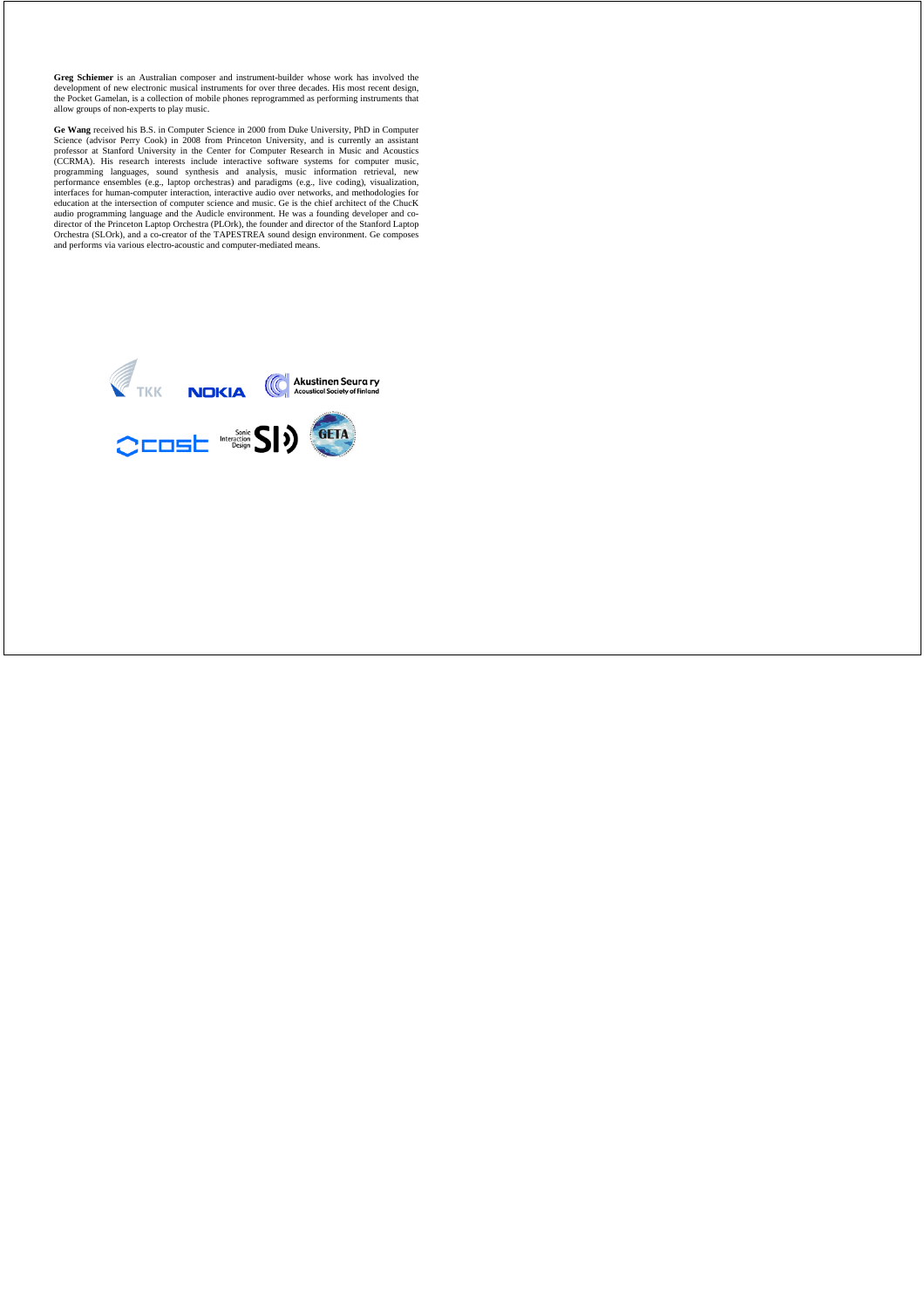**Greg Schiemer** is an Australian composer and instrument-builder whose work has involved the development of new electronic musical instruments for over three decades. His most recent design, the Pocket Gamelan, is a collection of mobile phones reprogrammed as performing instruments that allow groups of non-experts to play music.

**Ge Wang** received his B.S. in Computer Science in 2000 from Duke University, PhD in Computer Science (advisor Perry Cook) in 2008 from Princeton University, and is currently an assistant professor at Stanford University in the Center for Computer Research in Music and Acoustics (CCRMA). His research interests include interactive software systems for computer music, programming languages, sound synthesis and analysis, music information retrieval, new performance ensembles (e.g., laptop orchestras) and paradigms (e.g., live coding), visualization, interfaces for human-computer interaction, interactive audio over networks, and methodologies for education at the intersection of computer science and music. Ge is the chief architect of the ChucK audio programming language and the Audicle environment. He was a founding developer and co-director of the Princeton Laptop Orchestra (PLOrk), the founder and director of the Stanford Laptop Orchestra (SLOrk), and a co-creator of the TAPESTREA sound design environment. Ge composes and performs via various electro-acoustic and computer-mediated means.

TKK NOKIA Akustinen Seura ry Acoustical Society of Finland

cost Sonic Interaction Design SID GETA